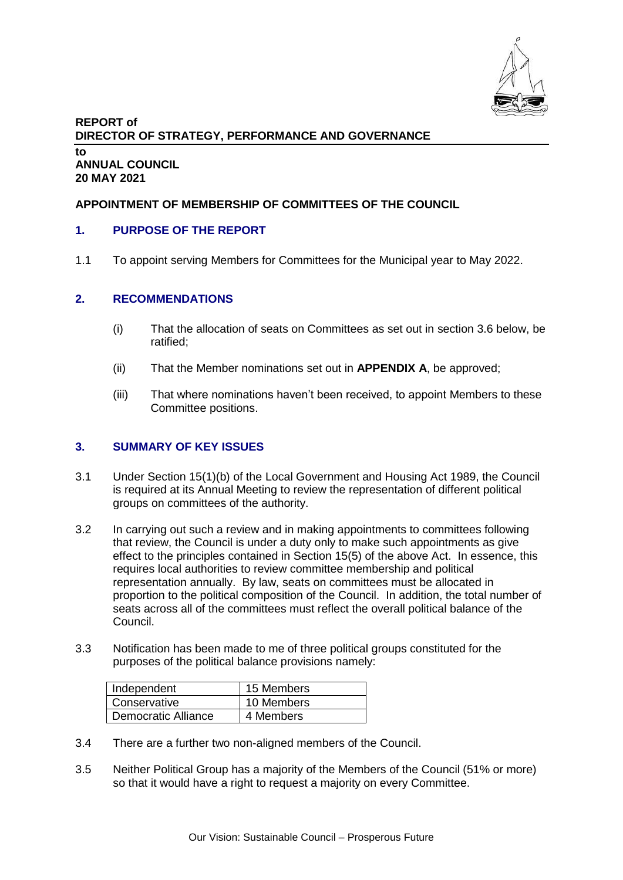**REPORT of**
**DIRECTOR OF STRATEGY, PERFORMANCE AND GOVERNANCE**

**to**
**ANNUAL COUNCIL**
**20 MAY 2021**

**APPOINTMENT OF MEMBERSHIP OF COMMITTEES OF THE COUNCIL**

## 1. PURPOSE OF THE REPORT

1.1 To appoint serving Members for Committees for the Municipal year to May 2022.

## 2. RECOMMENDATIONS

(i) That the allocation of seats on Committees as set out in section 3.6 below, be ratified;

(ii) That the Member nominations set out in **APPENDIX A**, be approved;

(iii) That where nominations haven't been received, to appoint Members to these Committee positions.

## 3. SUMMARY OF KEY ISSUES

3.1 Under Section 15(1)(b) of the Local Government and Housing Act 1989, the Council is required at its Annual Meeting to review the representation of different political groups on committees of the authority.

3.2 In carrying out such a review and in making appointments to committees following that review, the Council is under a duty only to make such appointments as give effect to the principles contained in Section 15(5) of the above Act. In essence, this requires local authorities to review committee membership and political representation annually. By law, seats on committees must be allocated in proportion to the political composition of the Council. In addition, the total number of seats across all of the committees must reflect the overall political balance of the Council.

3.3 Notification has been made to me of three political groups constituted for the purposes of the political balance provisions namely:

| | |
|---|---|
| Independent | 15 Members |
| Conservative | 10 Members |
| Democratic Alliance | 4 Members |

3.4 There are a further two non-aligned members of the Council.

3.5 Neither Political Group has a majority of the Members of the Council (51% or more) so that it would have a right to request a majority on every Committee.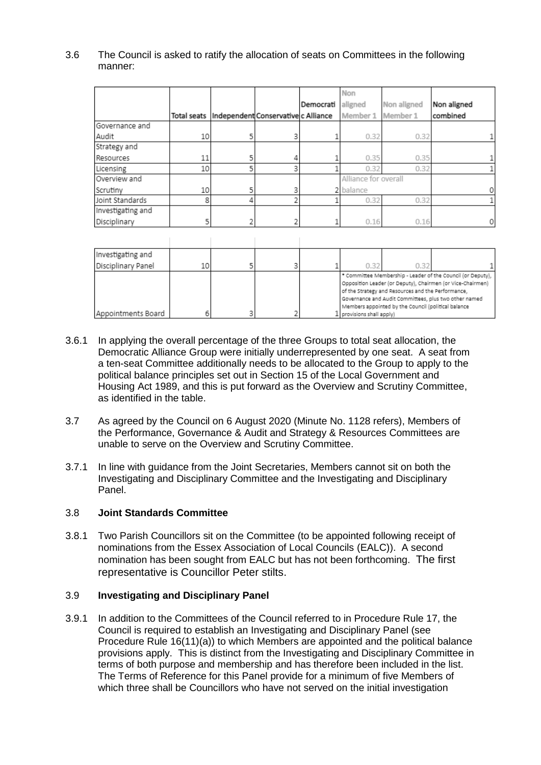3.6 The Council is asked to ratify the allocation of seats on Committees in the following manner:

| | Total seats | Independent | Conservative | Democratic Alliance | Non aligned Member 1 | Non aligned Member 1 | Non aligned combined |
|---|---|---|---|---|---|---|---|
| Governance and Audit | 10 | 5 | 3 | 1 | 0.32 | 0.32 | 1 |
| Strategy and Resources | 11 | 5 | 4 | 1 | 0.35 | 0.35 | 1 |
| Licensing | 10 | 5 | 3 | 1 | 0.32 | 0.32 | 1 |
| Overview and Scrutiny | 10 | 5 | 3 | 2 | Alliance for overall balance | | 0 |
| Joint Standards | 8 | 4 | 2 | 1 | 0.32 | 0.32 | 1 |
| Investigating and Disciplinary | 5 | 2 | 2 | 1 | 0.16 | 0.16 | 0 |
| | | | | | | | |
| Investigating and Disciplinary Panel | 10 | 5 | 3 | 1 | 0.32 | 0.32 | 1 |
| Appointments Board | 6 | 3 | 2 | 1 | * Committee Membership - Leader of the Council (or Deputy), Opposition Leader (or Deputy), Chairmen (or Vice-Chairmen) of the Strategy and Resources and the Performance, Governance and Audit Committees, plus two other named Members appointed by the Council (political balance provisions shall apply) | | |

3.6.1 In applying the overall percentage of the three Groups to total seat allocation, the Democratic Alliance Group were initially underrepresented by one seat. A seat from a ten-seat Committee additionally needs to be allocated to the Group to apply to the political balance principles set out in Section 15 of the Local Government and Housing Act 1989, and this is put forward as the Overview and Scrutiny Committee, as identified in the table.

3.7 As agreed by the Council on 6 August 2020 (Minute No. 1128 refers), Members of the Performance, Governance & Audit and Strategy & Resources Committees are unable to serve on the Overview and Scrutiny Committee.

3.7.1 In line with guidance from the Joint Secretaries, Members cannot sit on both the Investigating and Disciplinary Committee and the Investigating and Disciplinary Panel.

3.8 **Joint Standards Committee**

3.8.1 Two Parish Councillors sit on the Committee (to be appointed following receipt of nominations from the Essex Association of Local Councils (EALC)). A second nomination has been sought from EALC but has not been forthcoming. The first representative is Councillor Peter stilts.

3.9 **Investigating and Disciplinary Panel**

3.9.1 In addition to the Committees of the Council referred to in Procedure Rule 17, the Council is required to establish an Investigating and Disciplinary Panel (see Procedure Rule 16(11)(a)) to which Members are appointed and the political balance provisions apply. This is distinct from the Investigating and Disciplinary Committee in terms of both purpose and membership and has therefore been included in the list. The Terms of Reference for this Panel provide for a minimum of five Members of which three shall be Councillors who have not served on the initial investigation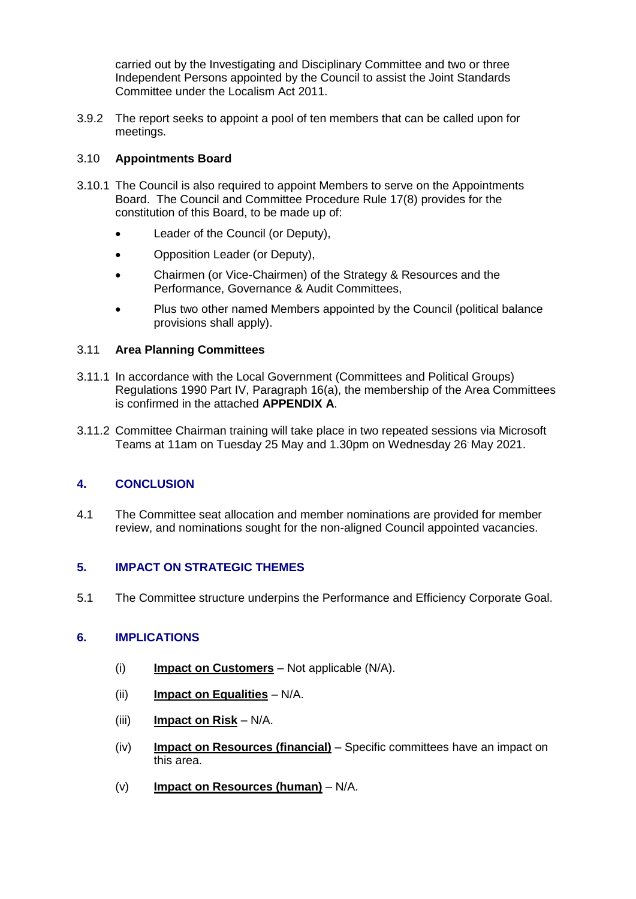carried out by the Investigating and Disciplinary Committee and two or three Independent Persons appointed by the Council to assist the Joint Standards Committee under the Localism Act 2011.

3.9.2 The report seeks to appoint a pool of ten members that can be called upon for meetings.

### 3.10 Appointments Board

3.10.1 The Council is also required to appoint Members to serve on the Appointments Board. The Council and Committee Procedure Rule 17(8) provides for the constitution of this Board, to be made up of:

- Leader of the Council (or Deputy),
- Opposition Leader (or Deputy),
- Chairmen (or Vice-Chairmen) of the Strategy & Resources and the Performance, Governance & Audit Committees,
- Plus two other named Members appointed by the Council (political balance provisions shall apply).

### 3.11 Area Planning Committees

3.11.1 In accordance with the Local Government (Committees and Political Groups) Regulations 1990 Part IV, Paragraph 16(a), the membership of the Area Committees is confirmed in the attached **APPENDIX A**.

3.11.2 Committee Chairman training will take place in two repeated sessions via Microsoft Teams at 11am on Tuesday 25 May and 1.30pm on Wednesday 26 May 2021.

## 4. CONCLUSION

4.1 The Committee seat allocation and member nominations are provided for member review, and nominations sought for the non-aligned Council appointed vacancies.

## 5. IMPACT ON STRATEGIC THEMES

5.1 The Committee structure underpins the Performance and Efficiency Corporate Goal.

## 6. IMPLICATIONS

(i) **Impact on Customers** – Not applicable (N/A).

(ii) **Impact on Equalities** – N/A.

(iii) **Impact on Risk** – N/A.

(iv) **Impact on Resources (financial)** – Specific committees have an impact on this area.

(v) **Impact on Resources (human)** – N/A.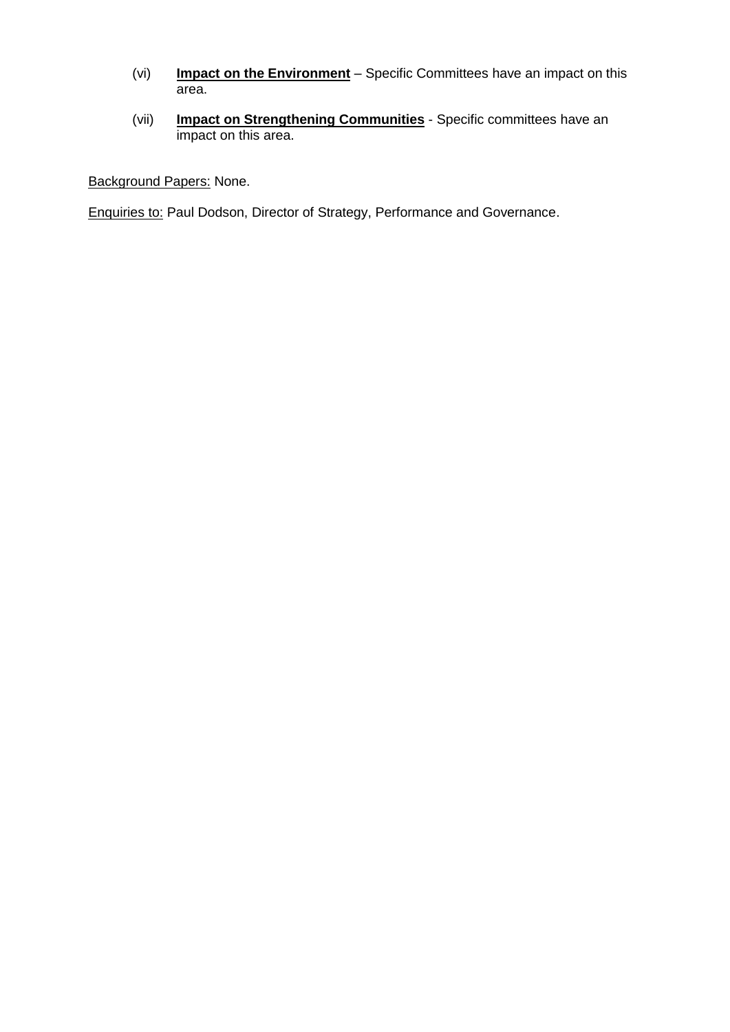(vi) **Impact on the Environment** – Specific Committees have an impact on this area.

(vii) **Impact on Strengthening Communities** - Specific committees have an impact on this area.

Background Papers: None.

Enquiries to: Paul Dodson, Director of Strategy, Performance and Governance.